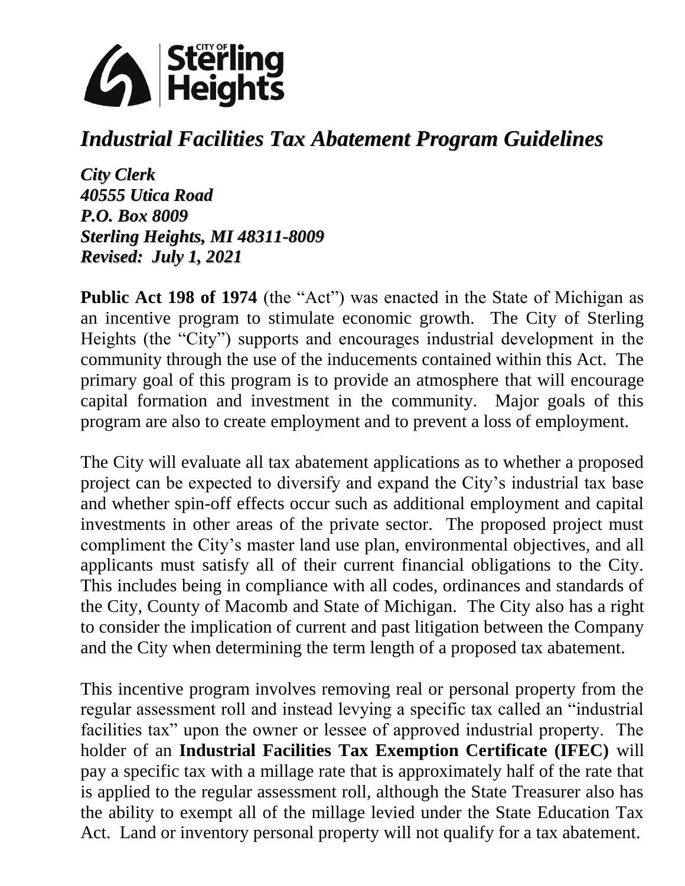City of Sterling Heights

# *Industrial Facilities Tax Abatement Program Guidelines*

***City Clerk***
***40555 Utica Road***
***P.O. Box 8009***
***Sterling Heights, MI 48311-8009***
***Revised: July 1, 2021***

**Public Act 198 of 1974** (the "Act") was enacted in the State of Michigan as an incentive program to stimulate economic growth. The City of Sterling Heights (the "City") supports and encourages industrial development in the community through the use of the inducements contained within this Act. The primary goal of this program is to provide an atmosphere that will encourage capital formation and investment in the community. Major goals of this program are also to create employment and to prevent a loss of employment.

The City will evaluate all tax abatement applications as to whether a proposed project can be expected to diversify and expand the City's industrial tax base and whether spin-off effects occur such as additional employment and capital investments in other areas of the private sector. The proposed project must compliment the City's master land use plan, environmental objectives, and all applicants must satisfy all of their current financial obligations to the City. This includes being in compliance with all codes, ordinances and standards of the City, County of Macomb and State of Michigan. The City also has a right to consider the implication of current and past litigation between the Company and the City when determining the term length of a proposed tax abatement.

This incentive program involves removing real or personal property from the regular assessment roll and instead levying a specific tax called an "industrial facilities tax" upon the owner or lessee of approved industrial property. The holder of an **Industrial Facilities Tax Exemption Certificate (IFEC)** will pay a specific tax with a millage rate that is approximately half of the rate that is applied to the regular assessment roll, although the State Treasurer also has the ability to exempt all of the millage levied under the State Education Tax Act. Land or inventory personal property will not qualify for a tax abatement.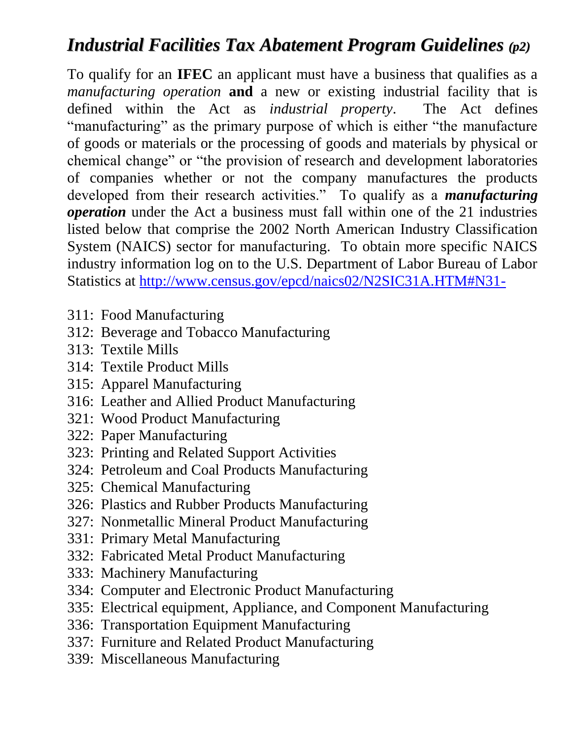# *Industrial Facilities Tax Abatement Program Guidelines (p2)*

To qualify for an **IFEC** an applicant must have a business that qualifies as a *manufacturing operation* **and** a new or existing industrial facility that is defined within the Act as *industrial property*. The Act defines "manufacturing" as the primary purpose of which is either "the manufacture of goods or materials or the processing of goods and materials by physical or chemical change" or "the provision of research and development laboratories of companies whether or not the company manufactures the products developed from their research activities." To qualify as a ***manufacturing operation*** under the Act a business must fall within one of the 21 industries listed below that comprise the 2002 North American Industry Classification System (NAICS) sector for manufacturing. To obtain more specific NAICS industry information log on to the U.S. Department of Labor Bureau of Labor Statistics at [http://www.census.gov/epcd/naics02/N2SIC31A.HTM#N31-](http://www.census.gov/epcd/naics02/N2SIC31A.HTM#N31-)

311: Food Manufacturing
312: Beverage and Tobacco Manufacturing
313: Textile Mills
314: Textile Product Mills
315: Apparel Manufacturing
316: Leather and Allied Product Manufacturing
321: Wood Product Manufacturing
322: Paper Manufacturing
323: Printing and Related Support Activities
324: Petroleum and Coal Products Manufacturing
325: Chemical Manufacturing
326: Plastics and Rubber Products Manufacturing
327: Nonmetallic Mineral Product Manufacturing
331: Primary Metal Manufacturing
332: Fabricated Metal Product Manufacturing
333: Machinery Manufacturing
334: Computer and Electronic Product Manufacturing
335: Electrical equipment, Appliance, and Component Manufacturing
336: Transportation Equipment Manufacturing
337: Furniture and Related Product Manufacturing
339: Miscellaneous Manufacturing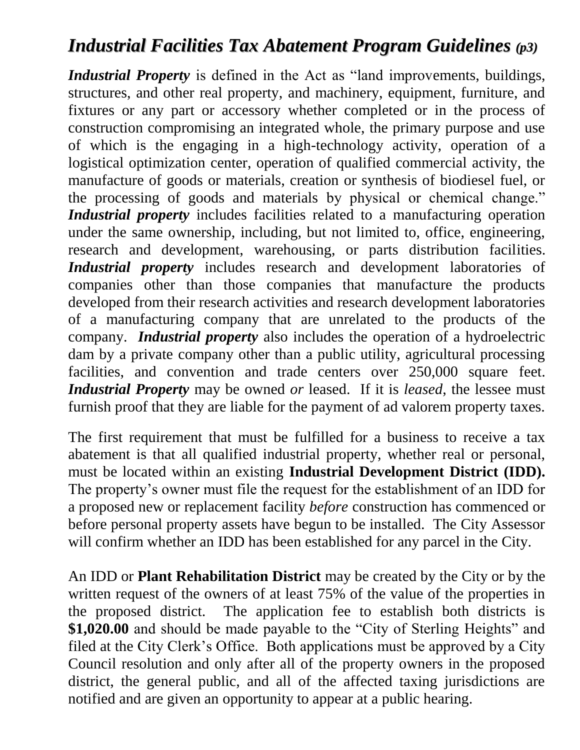# *Industrial Facilities Tax Abatement Program Guidelines (p3)*

***Industrial Property*** is defined in the Act as "land improvements, buildings, structures, and other real property, and machinery, equipment, furniture, and fixtures or any part or accessory whether completed or in the process of construction compromising an integrated whole, the primary purpose and use of which is the engaging in a high-technology activity, operation of a logistical optimization center, operation of qualified commercial activity, the manufacture of goods or materials, creation or synthesis of biodiesel fuel, or the processing of goods and materials by physical or chemical change." ***Industrial property*** includes facilities related to a manufacturing operation under the same ownership, including, but not limited to, office, engineering, research and development, warehousing, or parts distribution facilities. ***Industrial property*** includes research and development laboratories of companies other than those companies that manufacture the products developed from their research activities and research development laboratories of a manufacturing company that are unrelated to the products of the company. ***Industrial property*** also includes the operation of a hydroelectric dam by a private company other than a public utility, agricultural processing facilities, and convention and trade centers over 250,000 square feet. ***Industrial Property*** may be owned *or* leased. If it is *leased*, the lessee must furnish proof that they are liable for the payment of ad valorem property taxes.

The first requirement that must be fulfilled for a business to receive a tax abatement is that all qualified industrial property, whether real or personal, must be located within an existing **Industrial Development District (IDD).** The property's owner must file the request for the establishment of an IDD for a proposed new or replacement facility *before* construction has commenced or before personal property assets have begun to be installed. The City Assessor will confirm whether an IDD has been established for any parcel in the City.

An IDD or **Plant Rehabilitation District** may be created by the City or by the written request of the owners of at least 75% of the value of the properties in the proposed district. The application fee to establish both districts is **$1,020.00** and should be made payable to the "City of Sterling Heights" and filed at the City Clerk's Office. Both applications must be approved by a City Council resolution and only after all of the property owners in the proposed district, the general public, and all of the affected taxing jurisdictions are notified and are given an opportunity to appear at a public hearing.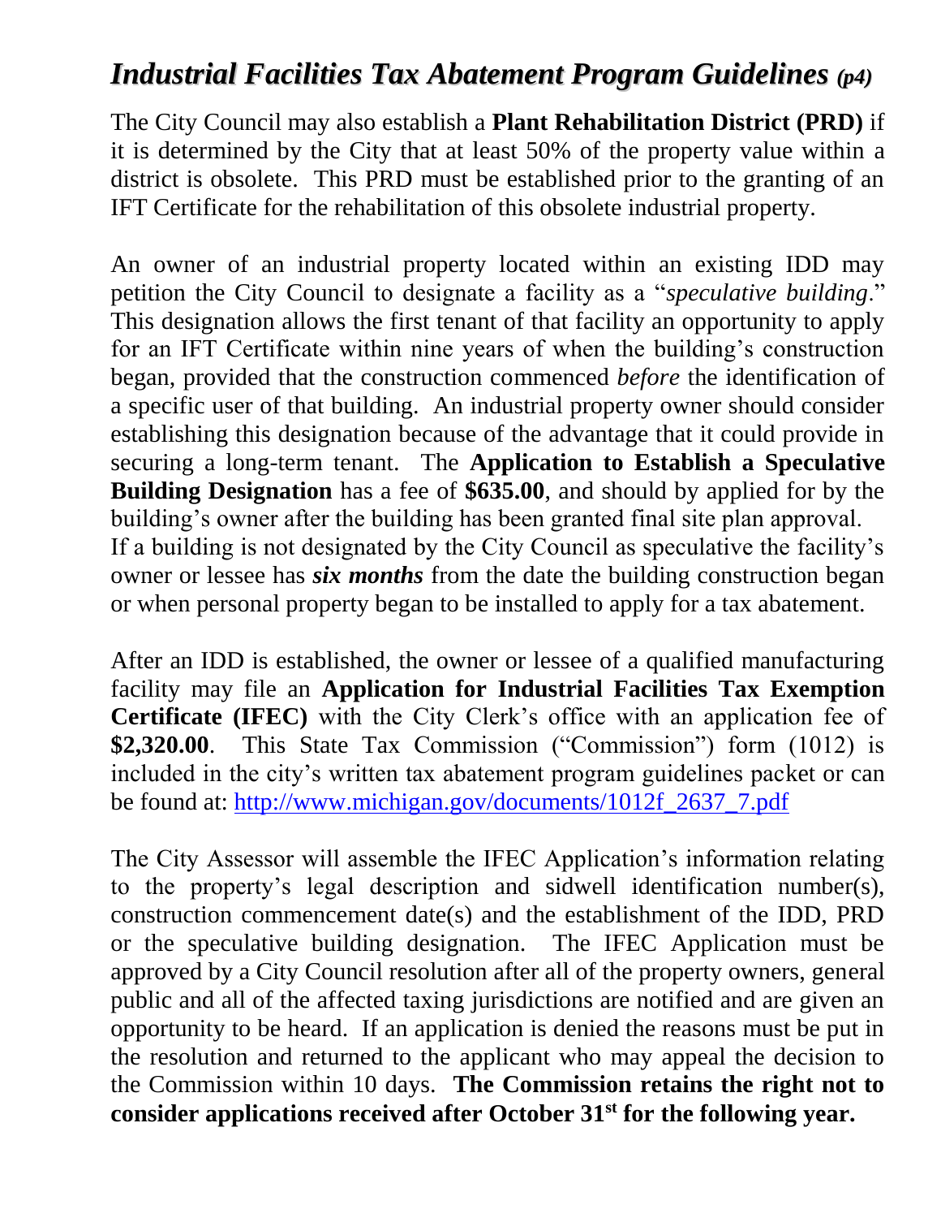## *Industrial Facilities Tax Abatement Program Guidelines (p4)*

The City Council may also establish a **Plant Rehabilitation District (PRD)** if it is determined by the City that at least 50% of the property value within a district is obsolete. This PRD must be established prior to the granting of an IFT Certificate for the rehabilitation of this obsolete industrial property.

An owner of an industrial property located within an existing IDD may petition the City Council to designate a facility as a "*speculative building*." This designation allows the first tenant of that facility an opportunity to apply for an IFT Certificate within nine years of when the building's construction began, provided that the construction commenced *before* the identification of a specific user of that building. An industrial property owner should consider establishing this designation because of the advantage that it could provide in securing a long-term tenant. The **Application to Establish a Speculative Building Designation** has a fee of **$635.00**, and should by applied for by the building's owner after the building has been granted final site plan approval. If a building is not designated by the City Council as speculative the facility's owner or lessee has ***six months*** from the date the building construction began or when personal property began to be installed to apply for a tax abatement.

After an IDD is established, the owner or lessee of a qualified manufacturing facility may file an **Application for Industrial Facilities Tax Exemption Certificate (IFEC)** with the City Clerk's office with an application fee of **$2,320.00**. This State Tax Commission ("Commission") form (1012) is included in the city's written tax abatement program guidelines packet or can be found at: [http://www.michigan.gov/documents/1012f_2637_7.pdf](http://www.michigan.gov/documents/1012f_2637_7.pdf)

The City Assessor will assemble the IFEC Application's information relating to the property's legal description and sidwell identification number(s), construction commencement date(s) and the establishment of the IDD, PRD or the speculative building designation. The IFEC Application must be approved by a City Council resolution after all of the property owners, general public and all of the affected taxing jurisdictions are notified and are given an opportunity to be heard. If an application is denied the reasons must be put in the resolution and returned to the applicant who may appeal the decision to the Commission within 10 days. **The Commission retains the right not to consider applications received after October 31st for the following year.**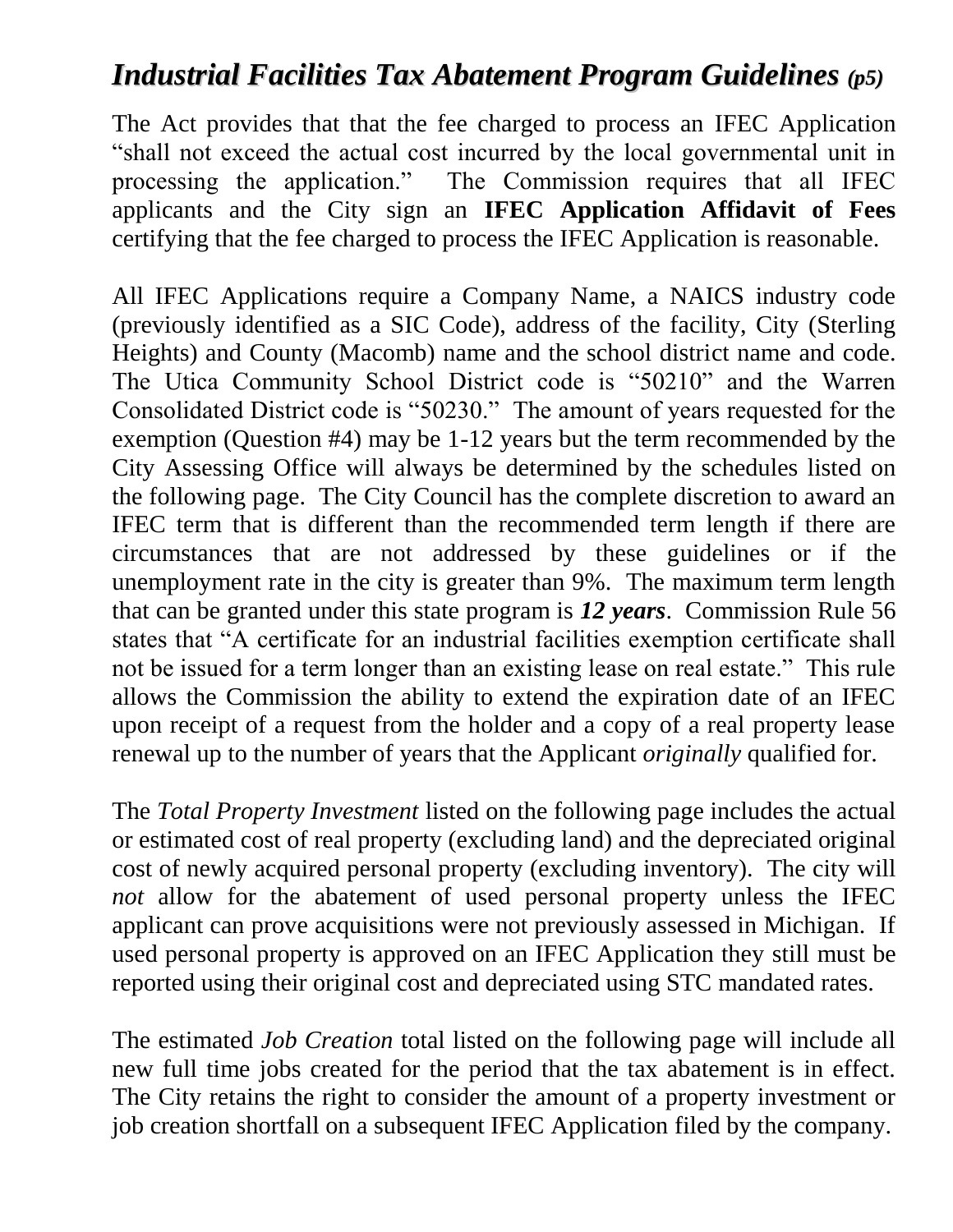## *Industrial Facilities Tax Abatement Program Guidelines* *(p5)*

The Act provides that that the fee charged to process an IFEC Application "shall not exceed the actual cost incurred by the local governmental unit in processing the application." The Commission requires that all IFEC applicants and the City sign an **IFEC Application Affidavit of Fees** certifying that the fee charged to process the IFEC Application is reasonable.

All IFEC Applications require a Company Name, a NAICS industry code (previously identified as a SIC Code), address of the facility, City (Sterling Heights) and County (Macomb) name and the school district name and code. The Utica Community School District code is "50210" and the Warren Consolidated District code is "50230." The amount of years requested for the exemption (Question #4) may be 1-12 years but the term recommended by the City Assessing Office will always be determined by the schedules listed on the following page. The City Council has the complete discretion to award an IFEC term that is different than the recommended term length if there are circumstances that are not addressed by these guidelines or if the unemployment rate in the city is greater than 9%. The maximum term length that can be granted under this state program is ***12 years***. Commission Rule 56 states that "A certificate for an industrial facilities exemption certificate shall not be issued for a term longer than an existing lease on real estate." This rule allows the Commission the ability to extend the expiration date of an IFEC upon receipt of a request from the holder and a copy of a real property lease renewal up to the number of years that the Applicant *originally* qualified for.

The *Total Property Investment* listed on the following page includes the actual or estimated cost of real property (excluding land) and the depreciated original cost of newly acquired personal property (excluding inventory). The city will *not* allow for the abatement of used personal property unless the IFEC applicant can prove acquisitions were not previously assessed in Michigan. If used personal property is approved on an IFEC Application they still must be reported using their original cost and depreciated using STC mandated rates.

The estimated *Job Creation* total listed on the following page will include all new full time jobs created for the period that the tax abatement is in effect. The City retains the right to consider the amount of a property investment or job creation shortfall on a subsequent IFEC Application filed by the company.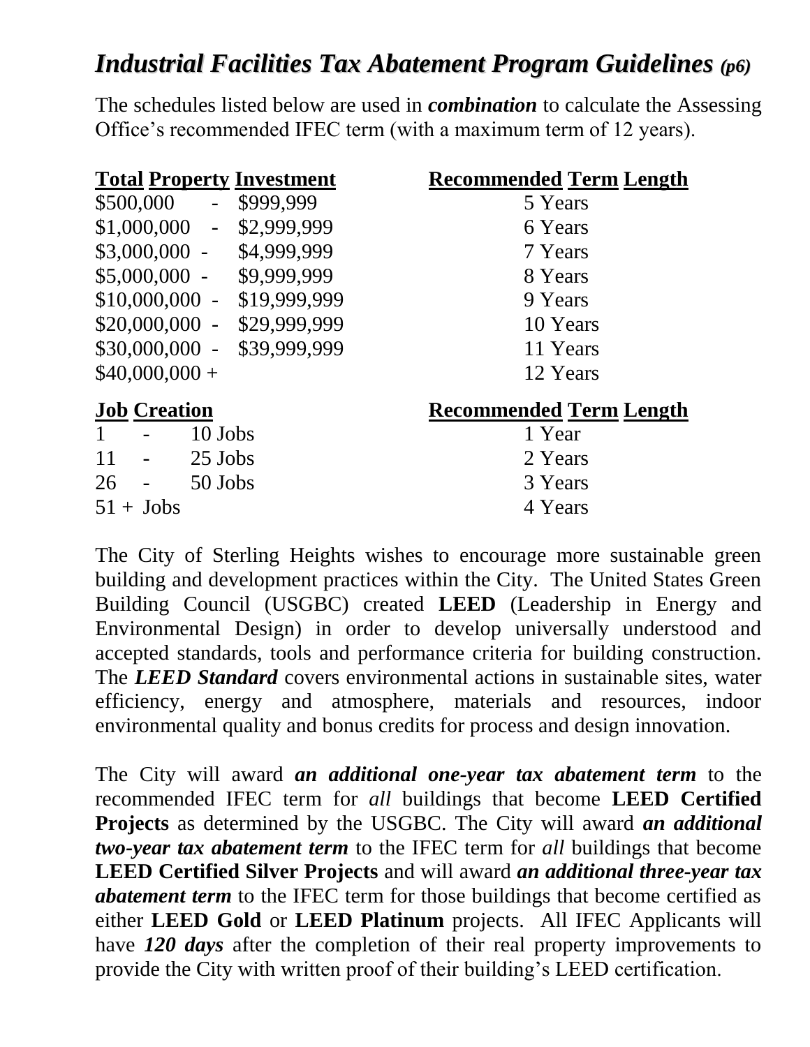# *Industrial Facilities Tax Abatement Program Guidelines (p6)*

The schedules listed below are used in ***combination*** to calculate the Assessing Office's recommended IFEC term (with a maximum term of 12 years).

| Total Property Investment | Recommended Term Length |
|---|---|
| $500,000 - $999,999 | 5 Years |
| $1,000,000 - $2,999,999 | 6 Years |
| $3,000,000 - $4,999,999 | 7 Years |
| $5,000,000 - $9,999,999 | 8 Years |
| $10,000,000 - $19,999,999 | 9 Years |
| $20,000,000 - $29,999,999 | 10 Years |
| $30,000,000 - $39,999,999 | 11 Years |
| $40,000,000 + | 12 Years |

| Job Creation | Recommended Term Length |
|---|---|
| 1 - 10 Jobs | 1 Year |
| 11 - 25 Jobs | 2 Years |
| 26 - 50 Jobs | 3 Years |
| 51 + Jobs | 4 Years |

The City of Sterling Heights wishes to encourage more sustainable green building and development practices within the City. The United States Green Building Council (USGBC) created **LEED** (Leadership in Energy and Environmental Design) in order to develop universally understood and accepted standards, tools and performance criteria for building construction. The ***LEED Standard*** covers environmental actions in sustainable sites, water efficiency, energy and atmosphere, materials and resources, indoor environmental quality and bonus credits for process and design innovation.

The City will award ***an additional one-year tax abatement term*** to the recommended IFEC term for *all* buildings that become **LEED Certified Projects** as determined by the USGBC. The City will award ***an additional two-year tax abatement term*** to the IFEC term for *all* buildings that become **LEED Certified Silver Projects** and will award ***an additional three-year tax abatement term*** to the IFEC term for those buildings that become certified as either **LEED Gold** or **LEED Platinum** projects. All IFEC Applicants will have ***120 days*** after the completion of their real property improvements to provide the City with written proof of their building's LEED certification.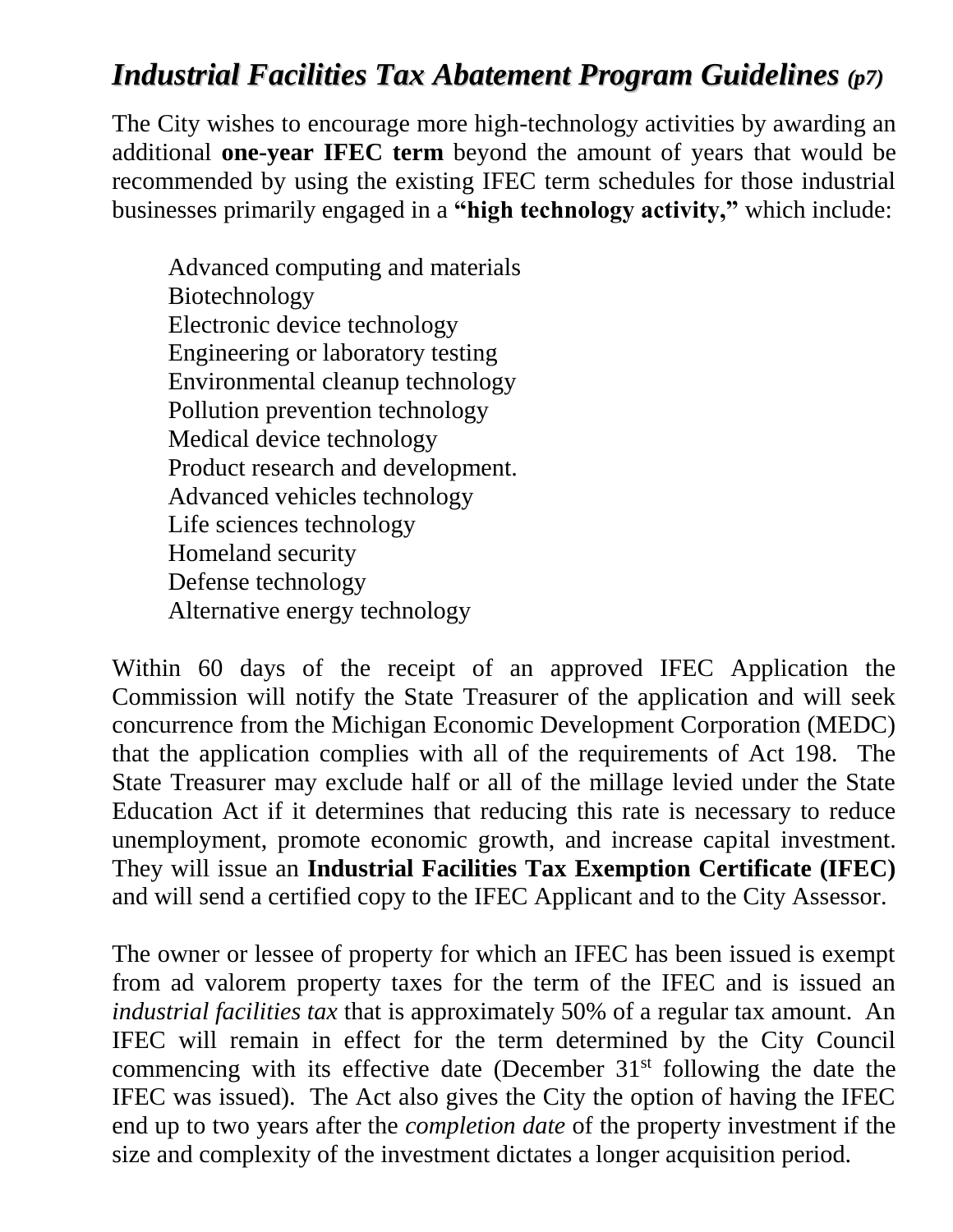## *Industrial Facilities Tax Abatement Program Guidelines (p7)*

The City wishes to encourage more high-technology activities by awarding an additional **one-year IFEC term** beyond the amount of years that would be recommended by using the existing IFEC term schedules for those industrial businesses primarily engaged in a **"high technology activity,"** which include:

- Advanced computing and materials
- Biotechnology
- Electronic device technology
- Engineering or laboratory testing
- Environmental cleanup technology
- Pollution prevention technology
- Medical device technology
- Product research and development.
- Advanced vehicles technology
- Life sciences technology
- Homeland security
- Defense technology
- Alternative energy technology

Within 60 days of the receipt of an approved IFEC Application the Commission will notify the State Treasurer of the application and will seek concurrence from the Michigan Economic Development Corporation (MEDC) that the application complies with all of the requirements of Act 198. The State Treasurer may exclude half or all of the millage levied under the State Education Act if it determines that reducing this rate is necessary to reduce unemployment, promote economic growth, and increase capital investment. They will issue an **Industrial Facilities Tax Exemption Certificate (IFEC)** and will send a certified copy to the IFEC Applicant and to the City Assessor.

The owner or lessee of property for which an IFEC has been issued is exempt from ad valorem property taxes for the term of the IFEC and is issued an *industrial facilities tax* that is approximately 50% of a regular tax amount. An IFEC will remain in effect for the term determined by the City Council commencing with its effective date (December 31st following the date the IFEC was issued). The Act also gives the City the option of having the IFEC end up to two years after the *completion date* of the property investment if the size and complexity of the investment dictates a longer acquisition period.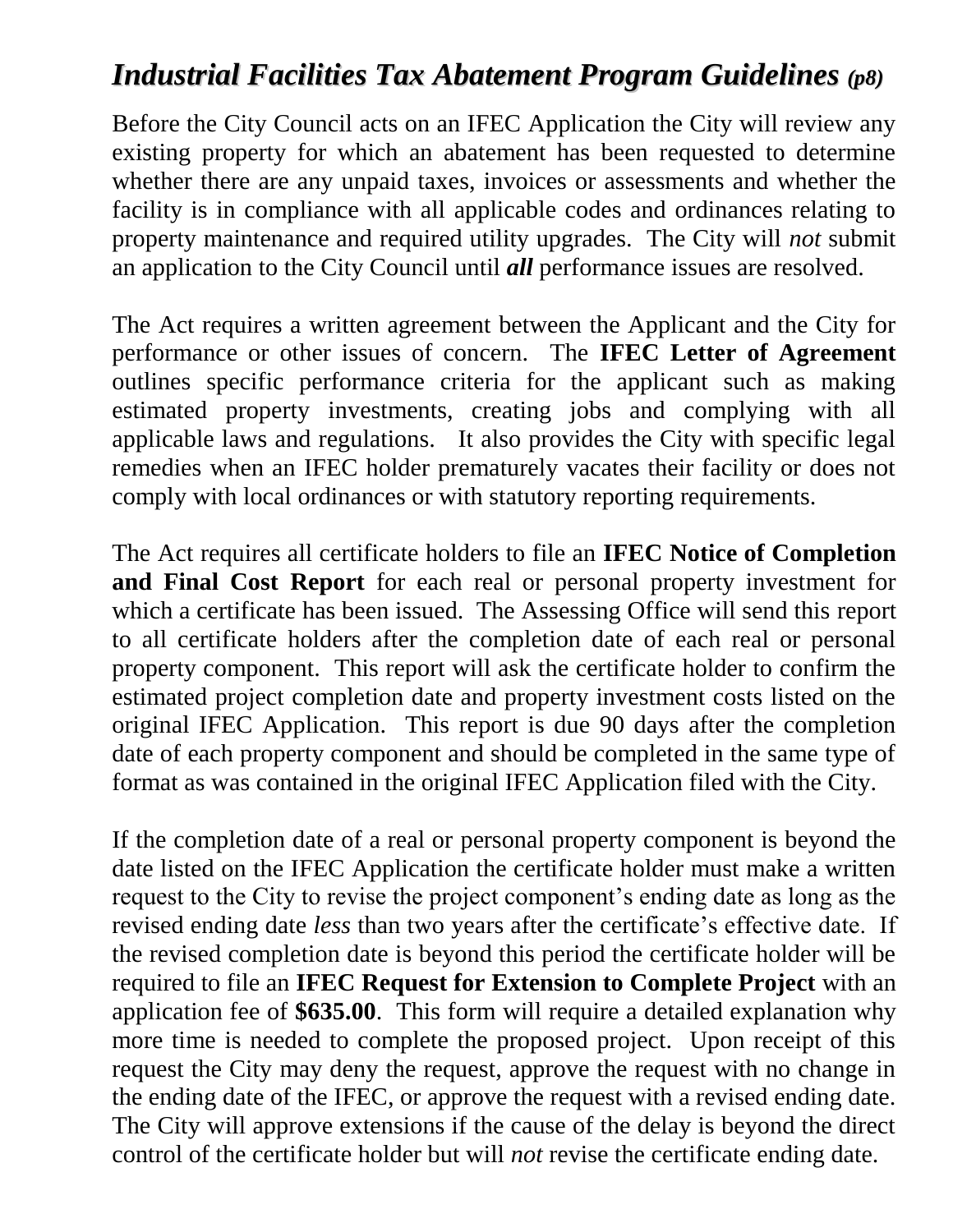## *Industrial Facilities Tax Abatement Program Guidelines* *(p8)*

Before the City Council acts on an IFEC Application the City will review any existing property for which an abatement has been requested to determine whether there are any unpaid taxes, invoices or assessments and whether the facility is in compliance with all applicable codes and ordinances relating to property maintenance and required utility upgrades. The City will *not* submit an application to the City Council until ***all*** performance issues are resolved.

The Act requires a written agreement between the Applicant and the City for performance or other issues of concern. The **IFEC Letter of Agreement** outlines specific performance criteria for the applicant such as making estimated property investments, creating jobs and complying with all applicable laws and regulations. It also provides the City with specific legal remedies when an IFEC holder prematurely vacates their facility or does not comply with local ordinances or with statutory reporting requirements.

The Act requires all certificate holders to file an **IFEC Notice of Completion and Final Cost Report** for each real or personal property investment for which a certificate has been issued. The Assessing Office will send this report to all certificate holders after the completion date of each real or personal property component. This report will ask the certificate holder to confirm the estimated project completion date and property investment costs listed on the original IFEC Application. This report is due 90 days after the completion date of each property component and should be completed in the same type of format as was contained in the original IFEC Application filed with the City.

If the completion date of a real or personal property component is beyond the date listed on the IFEC Application the certificate holder must make a written request to the City to revise the project component's ending date as long as the revised ending date *less* than two years after the certificate's effective date. If the revised completion date is beyond this period the certificate holder will be required to file an **IFEC Request for Extension to Complete Project** with an application fee of **$635.00**. This form will require a detailed explanation why more time is needed to complete the proposed project. Upon receipt of this request the City may deny the request, approve the request with no change in the ending date of the IFEC, or approve the request with a revised ending date. The City will approve extensions if the cause of the delay is beyond the direct control of the certificate holder but will *not* revise the certificate ending date.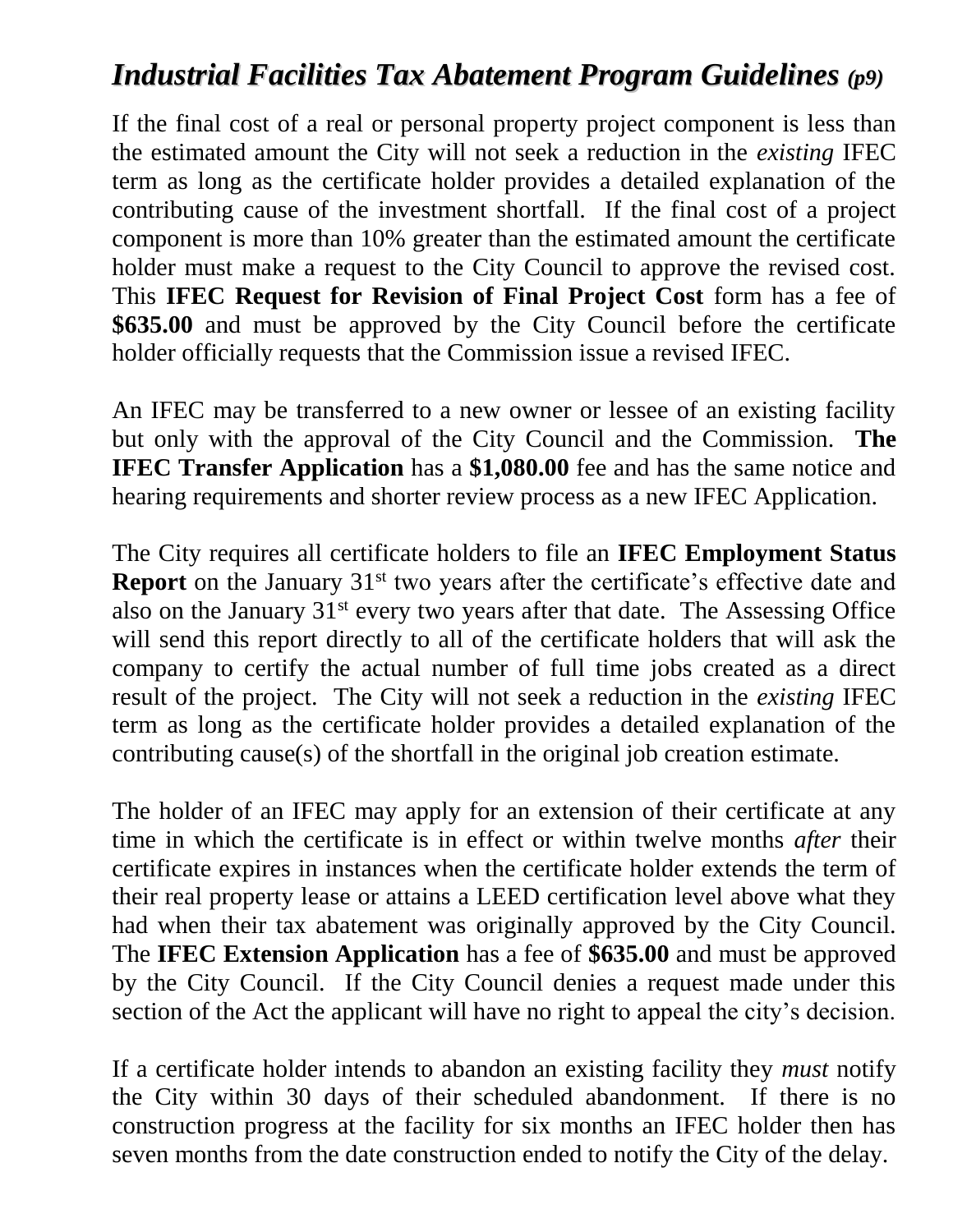## *Industrial Facilities Tax Abatement Program Guidelines (p9)*

If the final cost of a real or personal property project component is less than the estimated amount the City will not seek a reduction in the *existing* IFEC term as long as the certificate holder provides a detailed explanation of the contributing cause of the investment shortfall. If the final cost of a project component is more than 10% greater than the estimated amount the certificate holder must make a request to the City Council to approve the revised cost. This **IFEC Request for Revision of Final Project Cost** form has a fee of **$635.00** and must be approved by the City Council before the certificate holder officially requests that the Commission issue a revised IFEC.

An IFEC may be transferred to a new owner or lessee of an existing facility but only with the approval of the City Council and the Commission. **The IFEC Transfer Application** has a **$1,080.00** fee and has the same notice and hearing requirements and shorter review process as a new IFEC Application.

The City requires all certificate holders to file an **IFEC Employment Status Report** on the January 31st two years after the certificate's effective date and also on the January 31st every two years after that date. The Assessing Office will send this report directly to all of the certificate holders that will ask the company to certify the actual number of full time jobs created as a direct result of the project. The City will not seek a reduction in the *existing* IFEC term as long as the certificate holder provides a detailed explanation of the contributing cause(s) of the shortfall in the original job creation estimate.

The holder of an IFEC may apply for an extension of their certificate at any time in which the certificate is in effect or within twelve months *after* their certificate expires in instances when the certificate holder extends the term of their real property lease or attains a LEED certification level above what they had when their tax abatement was originally approved by the City Council. The **IFEC Extension Application** has a fee of **$635.00** and must be approved by the City Council. If the City Council denies a request made under this section of the Act the applicant will have no right to appeal the city's decision.

If a certificate holder intends to abandon an existing facility they *must* notify the City within 30 days of their scheduled abandonment. If there is no construction progress at the facility for six months an IFEC holder then has seven months from the date construction ended to notify the City of the delay.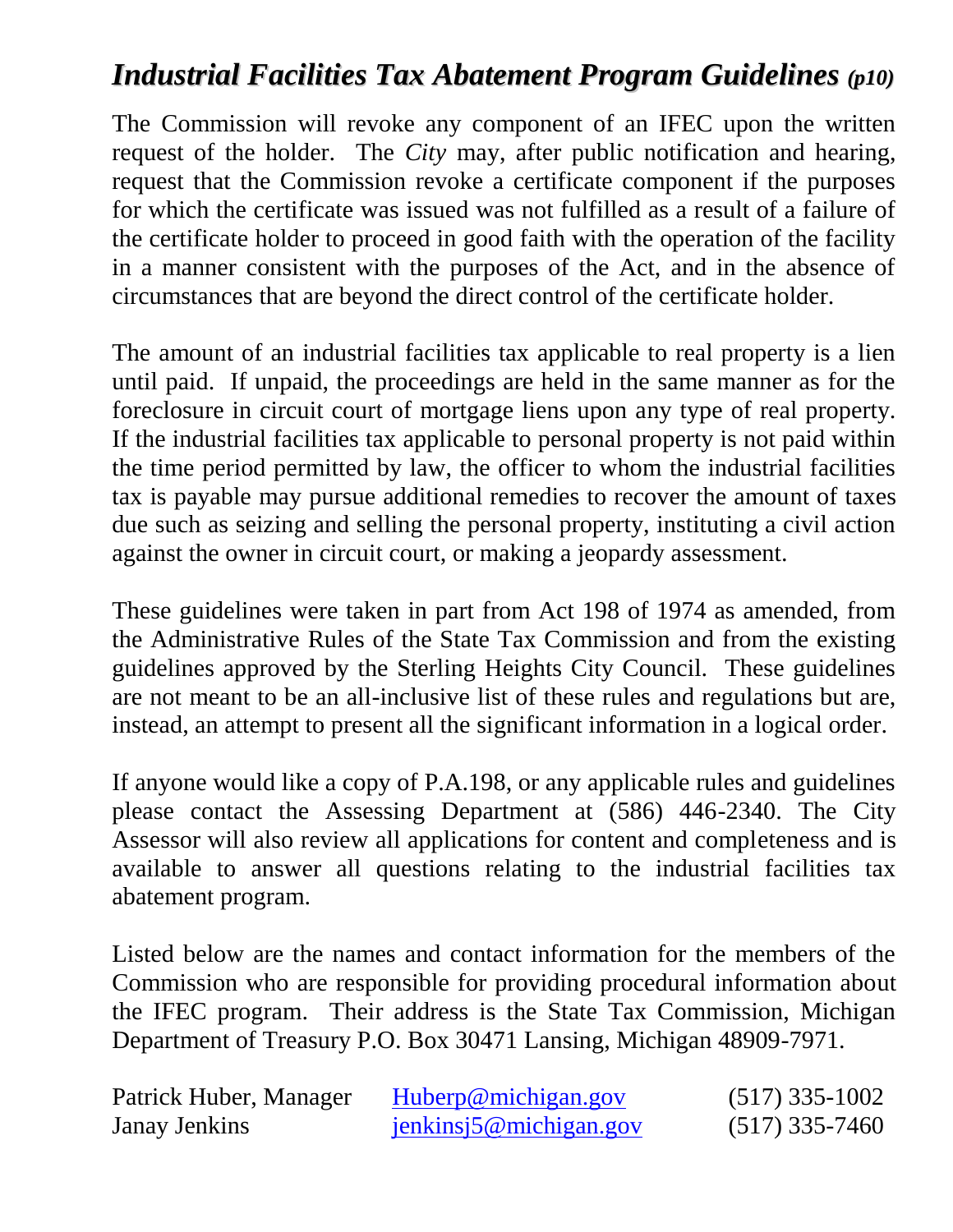## *Industrial Facilities Tax Abatement Program Guidelines (p10)*

The Commission will revoke any component of an IFEC upon the written request of the holder. The *City* may, after public notification and hearing, request that the Commission revoke a certificate component if the purposes for which the certificate was issued was not fulfilled as a result of a failure of the certificate holder to proceed in good faith with the operation of the facility in a manner consistent with the purposes of the Act, and in the absence of circumstances that are beyond the direct control of the certificate holder.

The amount of an industrial facilities tax applicable to real property is a lien until paid. If unpaid, the proceedings are held in the same manner as for the foreclosure in circuit court of mortgage liens upon any type of real property. If the industrial facilities tax applicable to personal property is not paid within the time period permitted by law, the officer to whom the industrial facilities tax is payable may pursue additional remedies to recover the amount of taxes due such as seizing and selling the personal property, instituting a civil action against the owner in circuit court, or making a jeopardy assessment.

These guidelines were taken in part from Act 198 of 1974 as amended, from the Administrative Rules of the State Tax Commission and from the existing guidelines approved by the Sterling Heights City Council. These guidelines are not meant to be an all-inclusive list of these rules and regulations but are, instead, an attempt to present all the significant information in a logical order.

If anyone would like a copy of P.A.198, or any applicable rules and guidelines please contact the Assessing Department at (586) 446-2340. The City Assessor will also review all applications for content and completeness and is available to answer all questions relating to the industrial facilities tax abatement program.

Listed below are the names and contact information for the members of the Commission who are responsible for providing procedural information about the IFEC program. Their address is the State Tax Commission, Michigan Department of Treasury P.O. Box 30471 Lansing, Michigan 48909-7971.

| | | |
|---|---|---|
| Patrick Huber, Manager | Huberp@michigan.gov | (517) 335-1002 |
| Janay Jenkins | jenkinsj5@michigan.gov | (517) 335-7460 |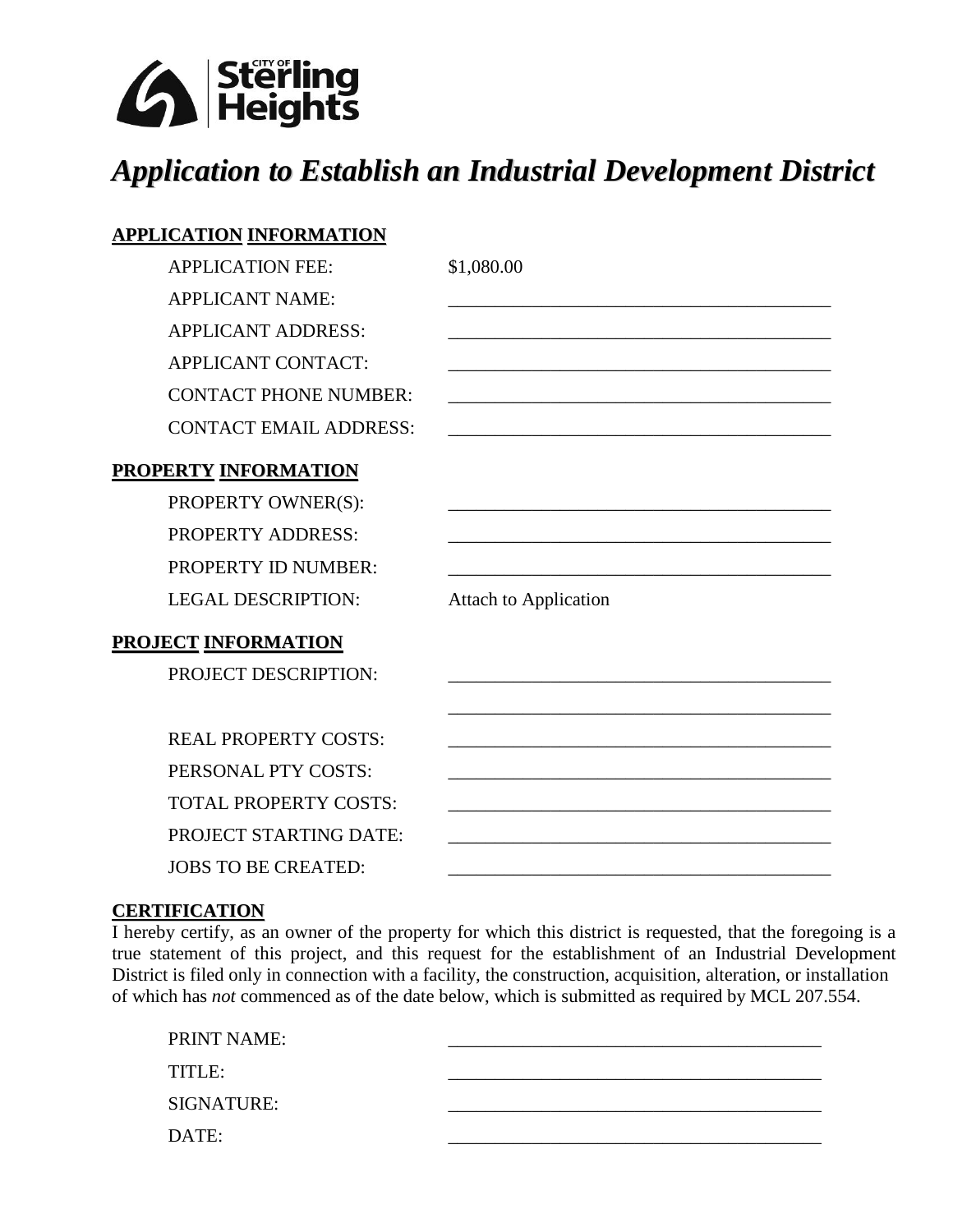City of Sterling Heights

# *Application to Establish an Industrial Development District*

**APPLICATION INFORMATION**

APPLICATION FEE: $1,080.00

APPLICANT NAME: ________________________________________

APPLICANT ADDRESS: ________________________________________

APPLICANT CONTACT: ________________________________________

CONTACT PHONE NUMBER: ________________________________________

CONTACT EMAIL ADDRESS: ________________________________________

**PROPERTY INFORMATION**

PROPERTY OWNER(S): ________________________________________

PROPERTY ADDRESS: ________________________________________

PROPERTY ID NUMBER: ________________________________________

LEGAL DESCRIPTION: Attach to Application

**PROJECT INFORMATION**

PROJECT DESCRIPTION: ________________________________________

________________________________________

REAL PROPERTY COSTS: ________________________________________

PERSONAL PTY COSTS: ________________________________________

TOTAL PROPERTY COSTS: ________________________________________

PROJECT STARTING DATE: ________________________________________

JOBS TO BE CREATED: ________________________________________

**CERTIFICATION**

I hereby certify, as an owner of the property for which this district is requested, that the foregoing is a true statement of this project, and this request for the establishment of an Industrial Development District is filed only in connection with a facility, the construction, acquisition, alteration, or installation of which has *not* commenced as of the date below, which is submitted as required by MCL 207.554.

PRINT NAME: ________________________________________

TITLE: ________________________________________

SIGNATURE: ________________________________________

DATE: ________________________________________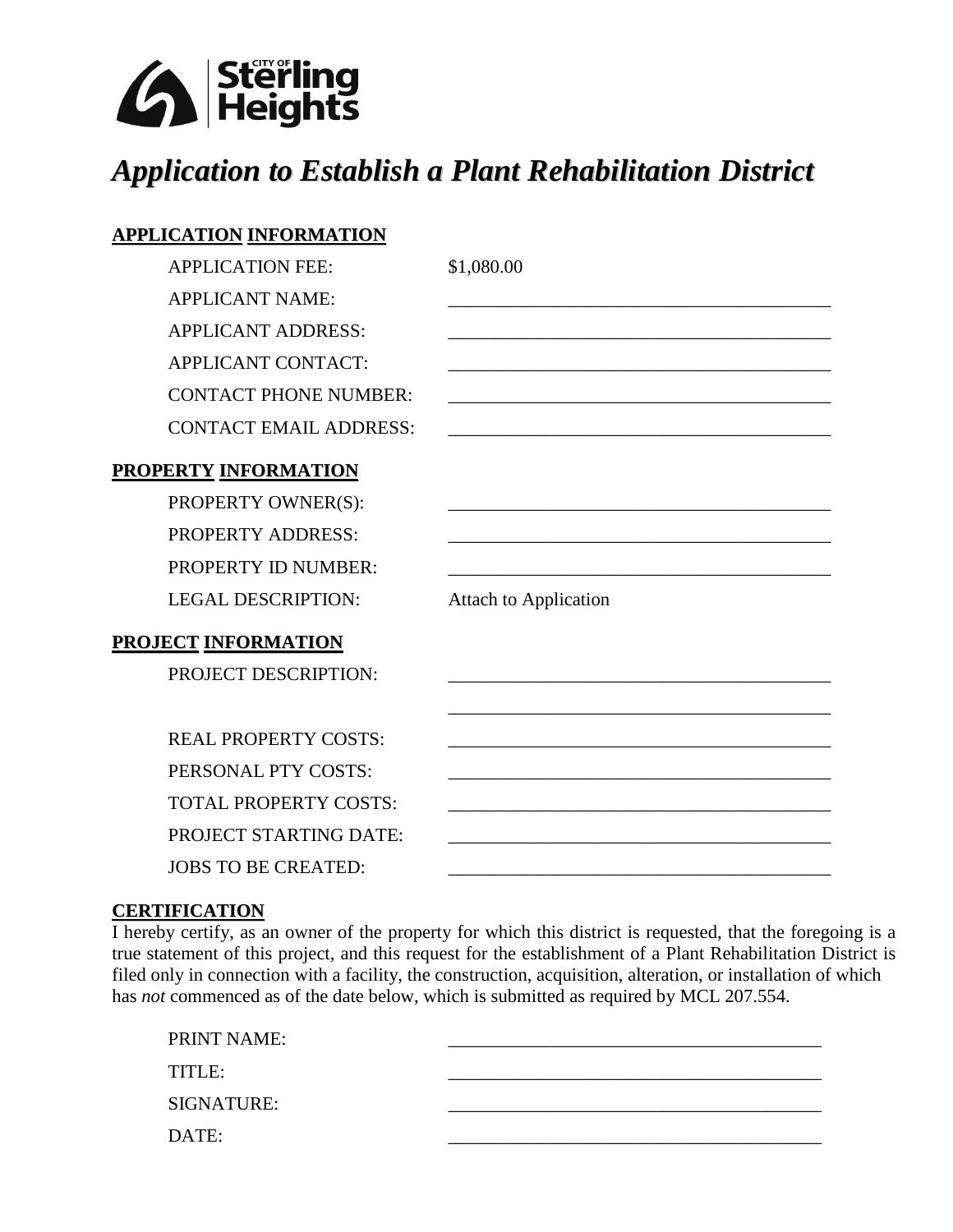CITY OF Sterling Heights

# *Application to Establish a Plant Rehabilitation District*

**APPLICATION INFORMATION**

| | |
|---|---|
| APPLICATION FEE: | $1,080.00 |
| APPLICANT NAME: | ________________________________________ |
| APPLICANT ADDRESS: | ________________________________________ |
| APPLICANT CONTACT: | ________________________________________ |
| CONTACT PHONE NUMBER: | ________________________________________ |
| CONTACT EMAIL ADDRESS: | ________________________________________ |

**PROPERTY INFORMATION**

| | |
|---|---|
| PROPERTY OWNER(S): | ________________________________________ |
| PROPERTY ADDRESS: | ________________________________________ |
| PROPERTY ID NUMBER: | ________________________________________ |
| LEGAL DESCRIPTION: | Attach to Application |

**PROJECT INFORMATION**

| | |
|---|---|
| PROJECT DESCRIPTION: | ________________________________________ |
| | ________________________________________ |
| REAL PROPERTY COSTS: | ________________________________________ |
| PERSONAL PTY COSTS: | ________________________________________ |
| TOTAL PROPERTY COSTS: | ________________________________________ |
| PROJECT STARTING DATE: | ________________________________________ |
| JOBS TO BE CREATED: | ________________________________________ |

**CERTIFICATION**

I hereby certify, as an owner of the property for which this district is requested, that the foregoing is a true statement of this project, and this request for the establishment of a Plant Rehabilitation District is filed only in connection with a facility, the construction, acquisition, alteration, or installation of which has *not* commenced as of the date below, which is submitted as required by MCL 207.554.

| | |
|---|---|
| PRINT NAME: | ________________________________________ |
| TITLE: | ________________________________________ |
| SIGNATURE: | ________________________________________ |
| DATE: | ________________________________________ |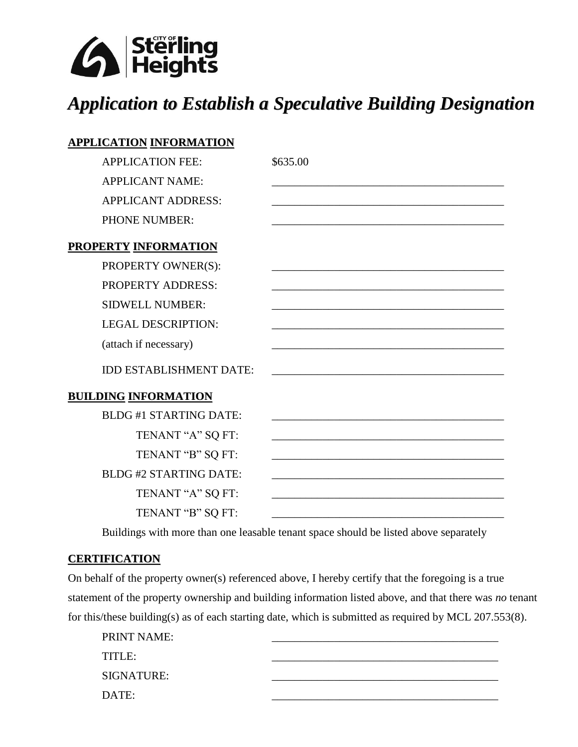# *Application to Establish a Speculative Building Designation*

**APPLICATION INFORMATION**

APPLICATION FEE: $635.00

APPLICANT NAME: ________________________________________

APPLICANT ADDRESS: ________________________________________

PHONE NUMBER: ________________________________________

**PROPERTY INFORMATION**

PROPERTY OWNER(S): ________________________________________

PROPERTY ADDRESS: ________________________________________

SIDWELL NUMBER: ________________________________________

LEGAL DESCRIPTION: ________________________________________

(attach if necessary) ________________________________________

IDD ESTABLISHMENT DATE: ________________________________________

**BUILDING INFORMATION**

BLDG #1 STARTING DATE: ________________________________________

TENANT "A" SQ FT: ________________________________________

TENANT "B" SQ FT: ________________________________________

BLDG #2 STARTING DATE: ________________________________________

TENANT "A" SQ FT: ________________________________________

TENANT "B" SQ FT: ________________________________________

Buildings with more than one leasable tenant space should be listed above separately

**CERTIFICATION**

On behalf of the property owner(s) referenced above, I hereby certify that the foregoing is a true statement of the property ownership and building information listed above, and that there was *no* tenant for this/these building(s) as of each starting date, which is submitted as required by MCL 207.553(8).

PRINT NAME: ________________________________________

TITLE: ________________________________________

SIGNATURE: ________________________________________

DATE: ________________________________________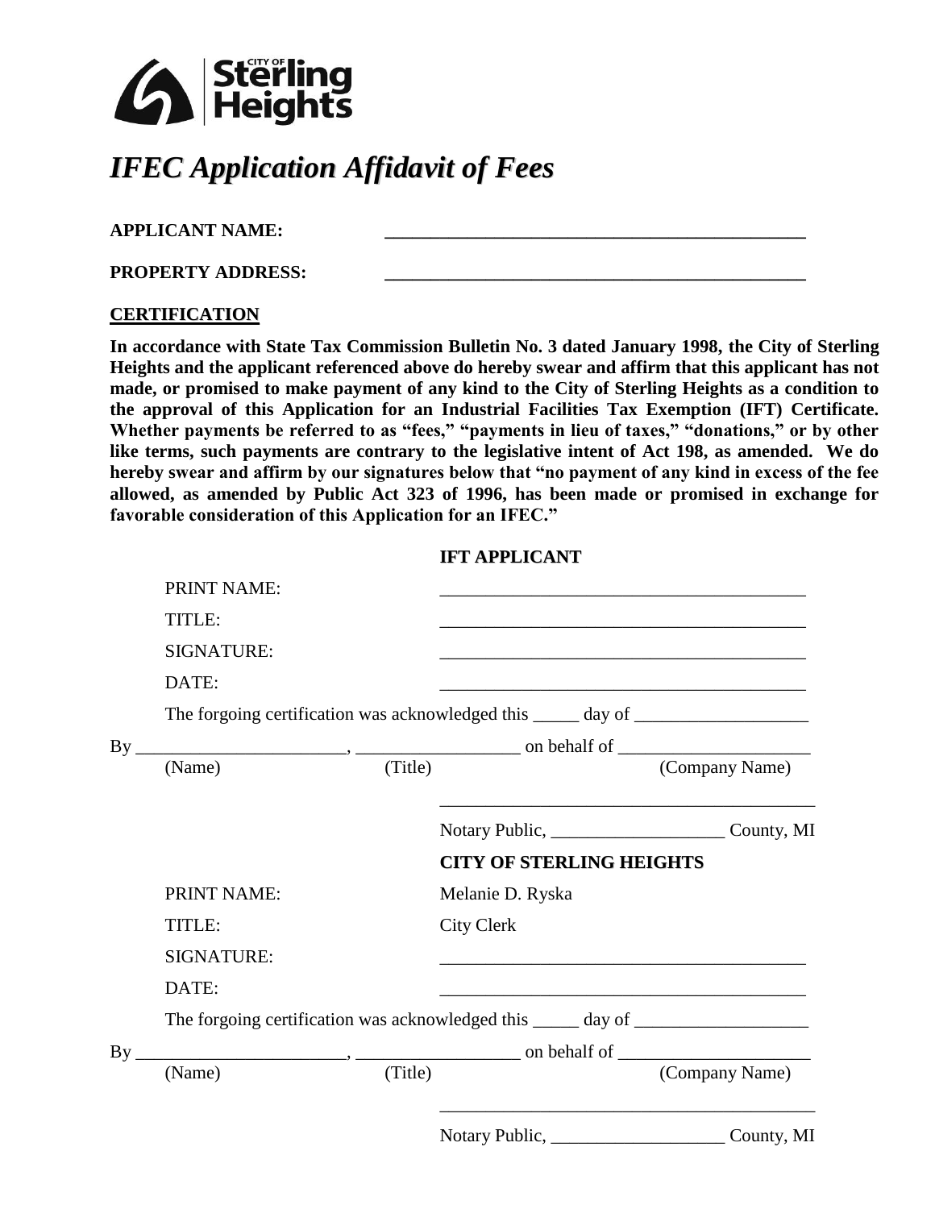**CITY OF Sterling Heights**

# *IFEC Application Affidavit of Fees*

**APPLICANT NAME:** ______________________________________________

**PROPERTY ADDRESS:** ______________________________________________

**CERTIFICATION**

**In accordance with State Tax Commission Bulletin No. 3 dated January 1998, the City of Sterling Heights and the applicant referenced above do hereby swear and affirm that this applicant has not made, or promised to make payment of any kind to the City of Sterling Heights as a condition to the approval of this Application for an Industrial Facilities Tax Exemption (IFT) Certificate. Whether payments be referred to as "fees," "payments in lieu of taxes," "donations," or by other like terms, such payments are contrary to the legislative intent of Act 198, as amended. We do hereby swear and affirm by our signatures below that "no payment of any kind in excess of the fee allowed, as amended by Public Act 323 of 1996, has been made or promised in exchange for favorable consideration of this Application for an IFEC."**

**IFT APPLICANT**

PRINT NAME: ________________________________________

TITLE: ________________________________________

SIGNATURE: ________________________________________

DATE: ________________________________________

The forgoing certification was acknowledged this _____ day of ___________________

By _______________________, __________________ on behalf of _____________________
(Name) (Title) (Company Name)

__________________________________________

Notary Public, ___________________ County, MI

**CITY OF STERLING HEIGHTS**

PRINT NAME: Melanie D. Ryska

TITLE: City Clerk

SIGNATURE: ________________________________________

DATE: ________________________________________

The forgoing certification was acknowledged this _____ day of ___________________

By _______________________, __________________ on behalf of _____________________
(Name) (Title) (Company Name)

__________________________________________

Notary Public, ___________________ County, MI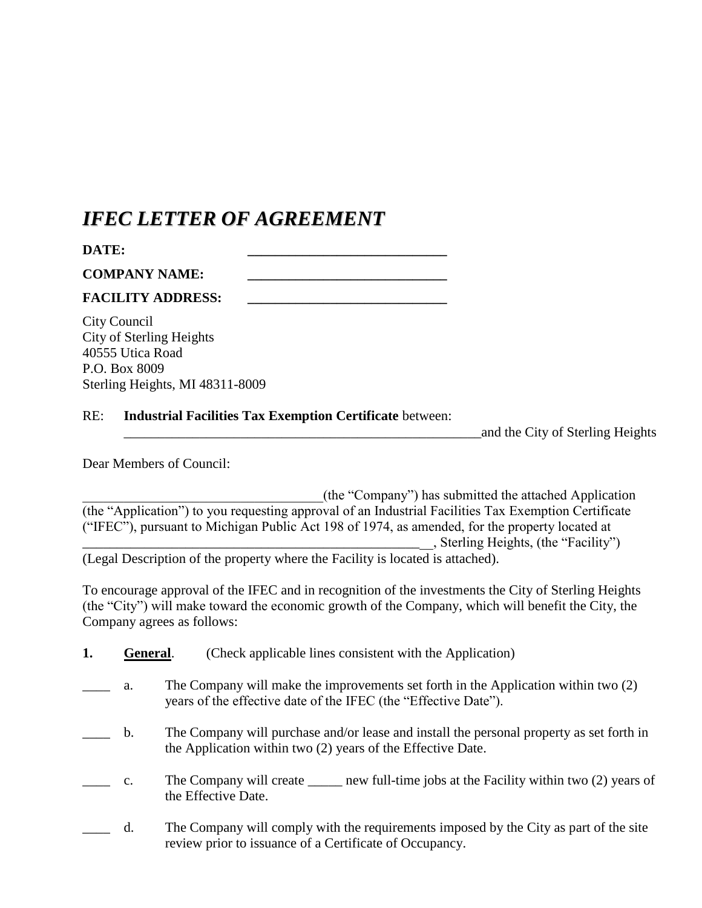# *IFEC LETTER OF AGREEMENT*

**DATE:** _____________________________

**COMPANY NAME:** _____________________________

**FACILITY ADDRESS:** _____________________________

City Council
City of Sterling Heights
40555 Utica Road
P.O. Box 8009
Sterling Heights, MI 48311-8009

RE: **Industrial Facilities Tax Exemption Certificate** between:
_______________________________________________________and the City of Sterling Heights

Dear Members of Council:

___________________________________(the "Company") has submitted the attached Application (the "Application") to you requesting approval of an Industrial Facilities Tax Exemption Certificate ("IFEC"), pursuant to Michigan Public Act 198 of 1974, as amended, for the property located at __________________________________________________\_\_, Sterling Heights, (the "Facility") (Legal Description of the property where the Facility is located is attached).

To encourage approval of the IFEC and in recognition of the investments the City of Sterling Heights (the "City") will make toward the economic growth of the Company, which will benefit the City, the Company agrees as follows:

**1.** **General**. (Check applicable lines consistent with the Application)

____ a. The Company will make the improvements set forth in the Application within two (2) years of the effective date of the IFEC (the "Effective Date").

____ b. The Company will purchase and/or lease and install the personal property as set forth in the Application within two (2) years of the Effective Date.

____ c. The Company will create _____ new full-time jobs at the Facility within two (2) years of the Effective Date.

____ d. The Company will comply with the requirements imposed by the City as part of the site review prior to issuance of a Certificate of Occupancy.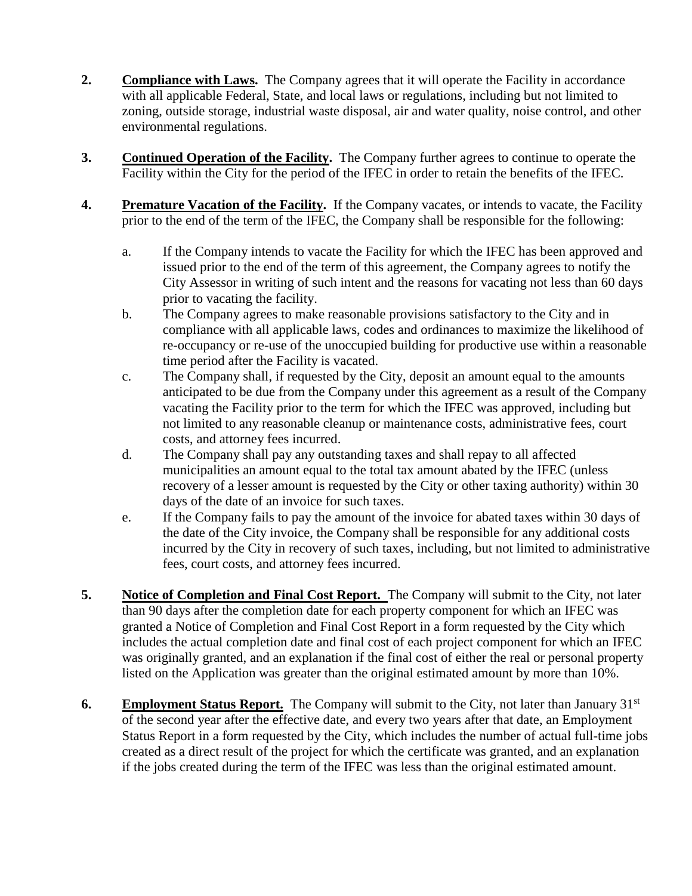2. **Compliance with Laws.** The Company agrees that it will operate the Facility in accordance with all applicable Federal, State, and local laws or regulations, including but not limited to zoning, outside storage, industrial waste disposal, air and water quality, noise control, and other environmental regulations.

3. **Continued Operation of the Facility.** The Company further agrees to continue to operate the Facility within the City for the period of the IFEC in order to retain the benefits of the IFEC.

4. **Premature Vacation of the Facility.** If the Company vacates, or intends to vacate, the Facility prior to the end of the term of the IFEC, the Company shall be responsible for the following:

   a. If the Company intends to vacate the Facility for which the IFEC has been approved and issued prior to the end of the term of this agreement, the Company agrees to notify the City Assessor in writing of such intent and the reasons for vacating not less than 60 days prior to vacating the facility.

   b. The Company agrees to make reasonable provisions satisfactory to the City and in compliance with all applicable laws, codes and ordinances to maximize the likelihood of re-occupancy or re-use of the unoccupied building for productive use within a reasonable time period after the Facility is vacated.

   c. The Company shall, if requested by the City, deposit an amount equal to the amounts anticipated to be due from the Company under this agreement as a result of the Company vacating the Facility prior to the term for which the IFEC was approved, including but not limited to any reasonable cleanup or maintenance costs, administrative fees, court costs, and attorney fees incurred.

   d. The Company shall pay any outstanding taxes and shall repay to all affected municipalities an amount equal to the total tax amount abated by the IFEC (unless recovery of a lesser amount is requested by the City or other taxing authority) within 30 days of the date of an invoice for such taxes.

   e. If the Company fails to pay the amount of the invoice for abated taxes within 30 days of the date of the City invoice, the Company shall be responsible for any additional costs incurred by the City in recovery of such taxes, including, but not limited to administrative fees, court costs, and attorney fees incurred.

5. **Notice of Completion and Final Cost Report.** The Company will submit to the City, not later than 90 days after the completion date for each property component for which an IFEC was granted a Notice of Completion and Final Cost Report in a form requested by the City which includes the actual completion date and final cost of each project component for which an IFEC was originally granted, and an explanation if the final cost of either the real or personal property listed on the Application was greater than the original estimated amount by more than 10%.

6. **Employment Status Report.** The Company will submit to the City, not later than January 31st of the second year after the effective date, and every two years after that date, an Employment Status Report in a form requested by the City, which includes the number of actual full-time jobs created as a direct result of the project for which the certificate was granted, and an explanation if the jobs created during the term of the IFEC was less than the original estimated amount.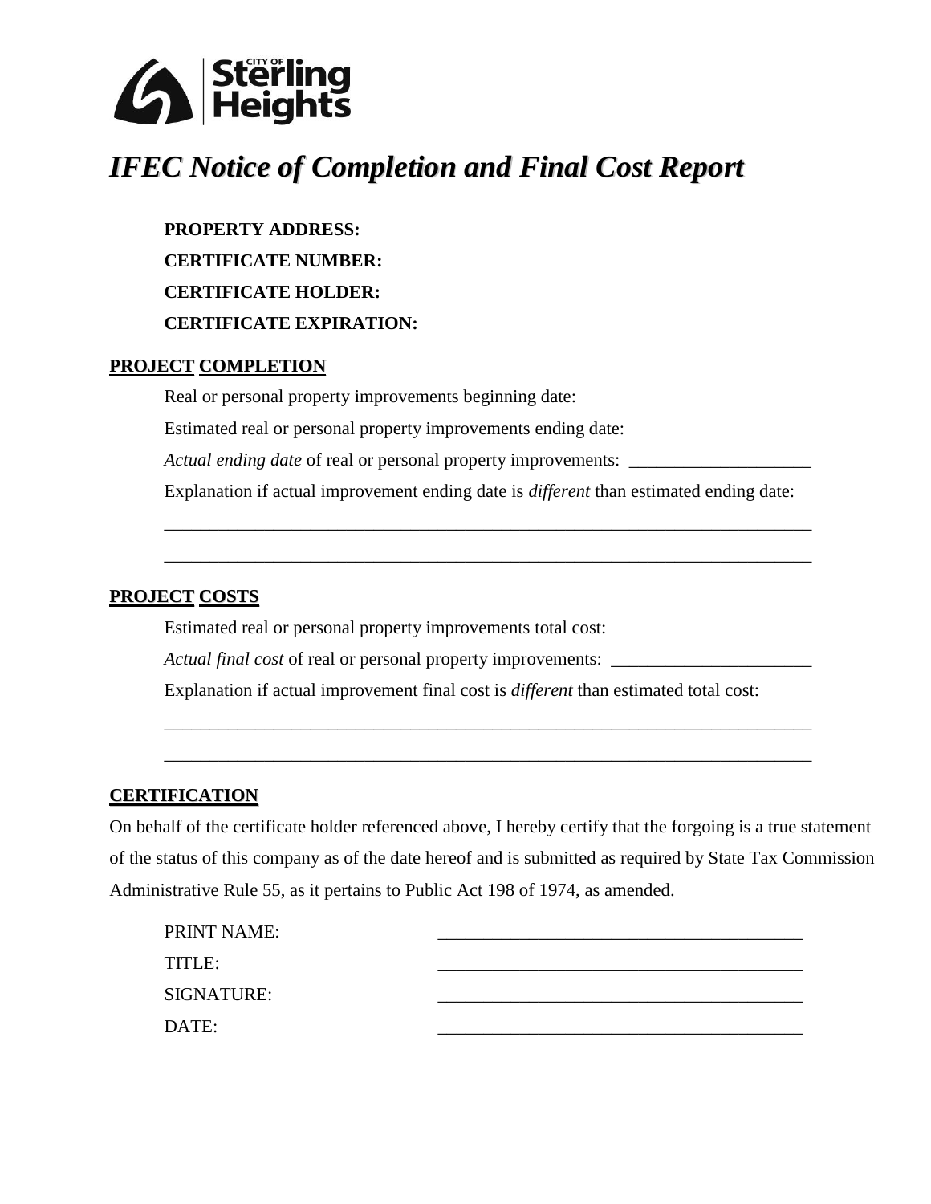City of Sterling Heights

# *IFEC Notice of Completion and Final Cost Report*

**PROPERTY ADDRESS:**

**CERTIFICATE NUMBER:**

**CERTIFICATE HOLDER:**

**CERTIFICATE EXPIRATION:**

## PROJECT COMPLETION

Real or personal property improvements beginning date:

Estimated real or personal property improvements ending date:

*Actual ending date* of real or personal property improvements: ____________________

Explanation if actual improvement ending date is *different* than estimated ending date:

________________________________________________________________________

________________________________________________________________________

## PROJECT COSTS

Estimated real or personal property improvements total cost:

*Actual final cost* of real or personal property improvements: ______________________

Explanation if actual improvement final cost is *different* than estimated total cost:

________________________________________________________________________

________________________________________________________________________

## CERTIFICATION

On behalf of the certificate holder referenced above, I hereby certify that the forgoing is a true statement of the status of this company as of the date hereof and is submitted as required by State Tax Commission Administrative Rule 55, as it pertains to Public Act 198 of 1974, as amended.

PRINT NAME: ________________________________________

TITLE: ________________________________________

SIGNATURE: ________________________________________

DATE: ________________________________________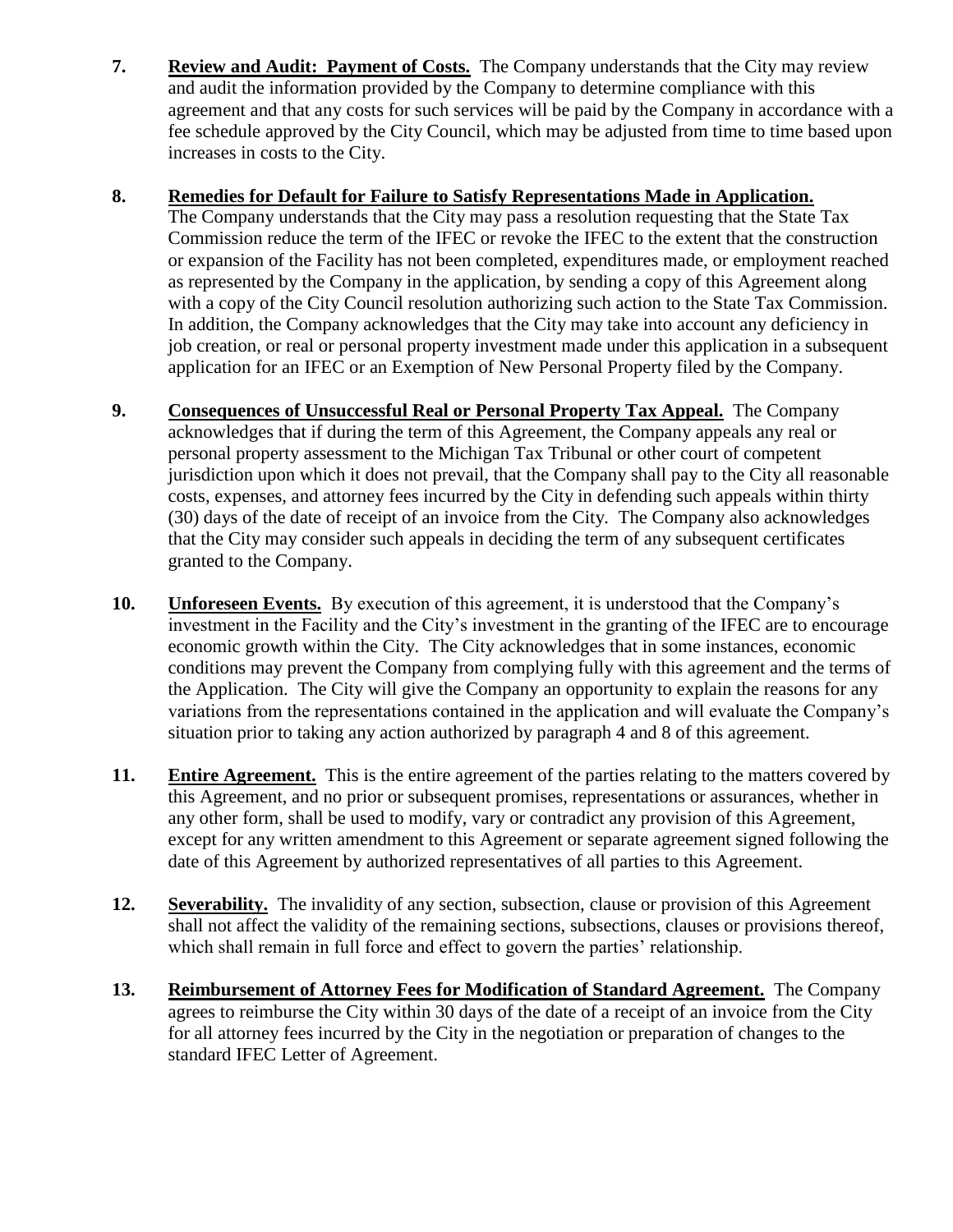7. **Review and Audit: Payment of Costs.** The Company understands that the City may review and audit the information provided by the Company to determine compliance with this agreement and that any costs for such services will be paid by the Company in accordance with a fee schedule approved by the City Council, which may be adjusted from time to time based upon increases in costs to the City.

8. **Remedies for Default for Failure to Satisfy Representations Made in Application.** The Company understands that the City may pass a resolution requesting that the State Tax Commission reduce the term of the IFEC or revoke the IFEC to the extent that the construction or expansion of the Facility has not been completed, expenditures made, or employment reached as represented by the Company in the application, by sending a copy of this Agreement along with a copy of the City Council resolution authorizing such action to the State Tax Commission. In addition, the Company acknowledges that the City may take into account any deficiency in job creation, or real or personal property investment made under this application in a subsequent application for an IFEC or an Exemption of New Personal Property filed by the Company.

9. **Consequences of Unsuccessful Real or Personal Property Tax Appeal.** The Company acknowledges that if during the term of this Agreement, the Company appeals any real or personal property assessment to the Michigan Tax Tribunal or other court of competent jurisdiction upon which it does not prevail, that the Company shall pay to the City all reasonable costs, expenses, and attorney fees incurred by the City in defending such appeals within thirty (30) days of the date of receipt of an invoice from the City. The Company also acknowledges that the City may consider such appeals in deciding the term of any subsequent certificates granted to the Company.

10. **Unforeseen Events.** By execution of this agreement, it is understood that the Company's investment in the Facility and the City's investment in the granting of the IFEC are to encourage economic growth within the City. The City acknowledges that in some instances, economic conditions may prevent the Company from complying fully with this agreement and the terms of the Application. The City will give the Company an opportunity to explain the reasons for any variations from the representations contained in the application and will evaluate the Company's situation prior to taking any action authorized by paragraph 4 and 8 of this agreement.

11. **Entire Agreement.** This is the entire agreement of the parties relating to the matters covered by this Agreement, and no prior or subsequent promises, representations or assurances, whether in any other form, shall be used to modify, vary or contradict any provision of this Agreement, except for any written amendment to this Agreement or separate agreement signed following the date of this Agreement by authorized representatives of all parties to this Agreement.

12. **Severability.** The invalidity of any section, subsection, clause or provision of this Agreement shall not affect the validity of the remaining sections, subsections, clauses or provisions thereof, which shall remain in full force and effect to govern the parties' relationship.

13. **Reimbursement of Attorney Fees for Modification of Standard Agreement.** The Company agrees to reimburse the City within 30 days of the date of a receipt of an invoice from the City for all attorney fees incurred by the City in the negotiation or preparation of changes to the standard IFEC Letter of Agreement.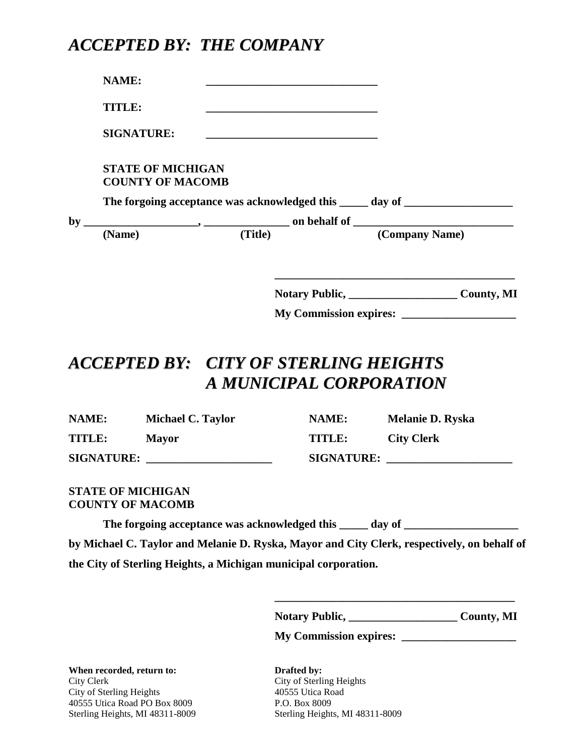## *ACCEPTED BY: THE COMPANY*

**NAME:** ______________________________

**TITLE:** ______________________________

**SIGNATURE:** ______________________________

**STATE OF MICHIGAN**
**COUNTY OF MACOMB**

**The forgoing acceptance was acknowledged this _____ day of ___________________**

**by ____________________, _______________ on behalf of ____________________________**
**(Name) (Title) (Company Name)**

____________________________________________

**Notary Public, ___________________ County, MI**

**My Commission expires: ____________________**

## *ACCEPTED BY: CITY OF STERLING HEIGHTS A MUNICIPAL CORPORATION*

| | | | |
|---|---|---|---|
| **NAME:** | **Michael C. Taylor** | **NAME:** | **Melanie D. Ryska** |
| **TITLE:** | **Mayor** | **TITLE:** | **City Clerk** |
| **SIGNATURE:** | ______________________ | **SIGNATURE:** | ______________________ |

**STATE OF MICHIGAN**
**COUNTY OF MACOMB**

**The forgoing acceptance was acknowledged this _____ day of ___________________ by Michael C. Taylor and Melanie D. Ryska, Mayor and City Clerk, respectively, on behalf of the City of Sterling Heights, a Michigan municipal corporation.**

____________________________________________

**Notary Public, ___________________ County, MI**

**My Commission expires: ____________________**

**When recorded, return to:**
City Clerk
City of Sterling Heights
40555 Utica Road PO Box 8009
Sterling Heights, MI 48311-8009

**Drafted by:**
City of Sterling Heights
40555 Utica Road
P.O. Box 8009
Sterling Heights, MI 48311-8009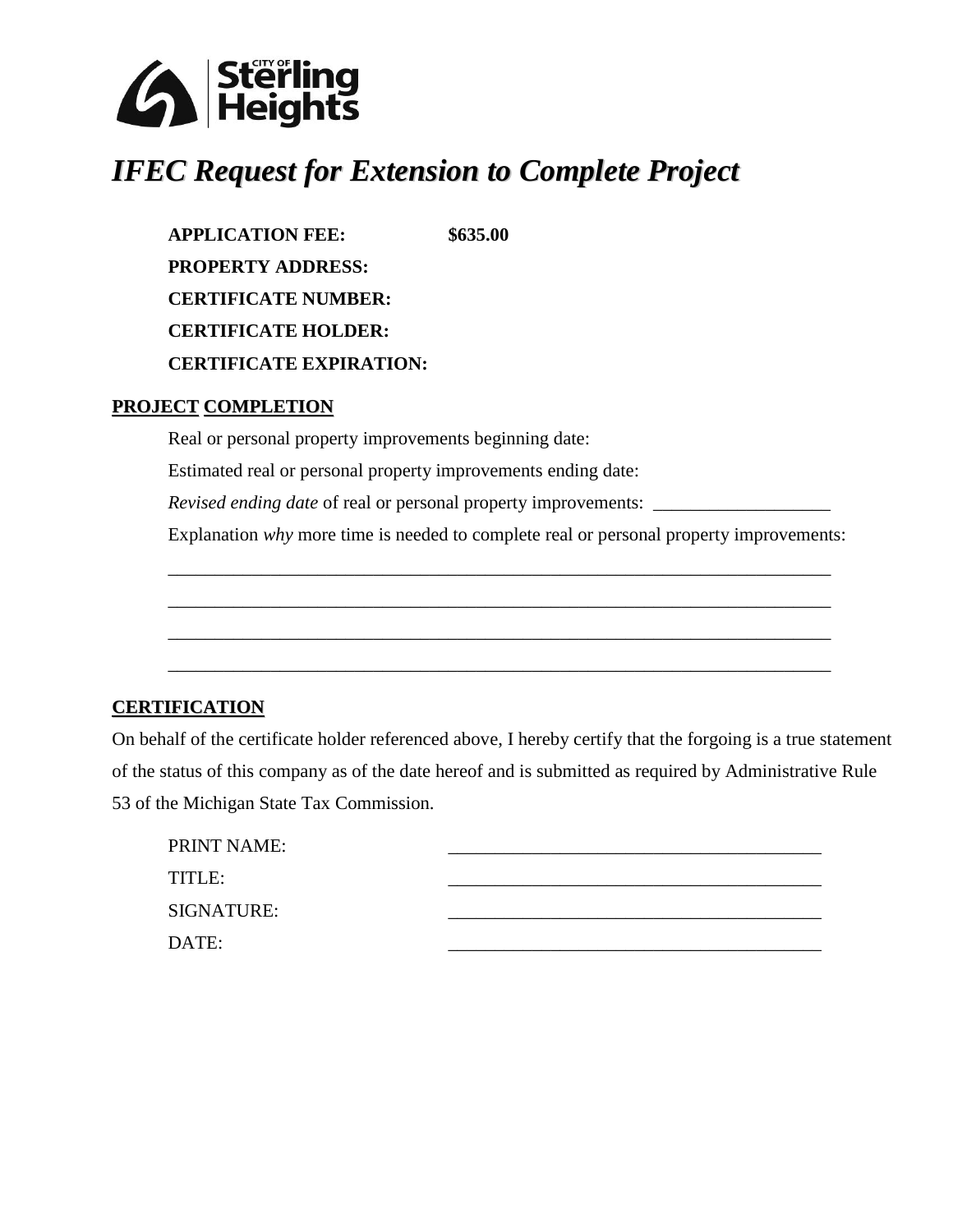# *IFEC Request for Extension to Complete Project*

**APPLICATION FEE:** **$635.00**

**PROPERTY ADDRESS:**

**CERTIFICATE NUMBER:**

**CERTIFICATE HOLDER:**

**CERTIFICATE EXPIRATION:**

## PROJECT COMPLETION

Real or personal property improvements beginning date:

Estimated real or personal property improvements ending date:

*Revised ending date* of real or personal property improvements: ___________________

Explanation *why* more time is needed to complete real or personal property improvements:

___________________________________________________________________________

___________________________________________________________________________

___________________________________________________________________________

___________________________________________________________________________

## CERTIFICATION

On behalf of the certificate holder referenced above, I hereby certify that the forgoing is a true statement of the status of this company as of the date hereof and is submitted as required by Administrative Rule 53 of the Michigan State Tax Commission.

PRINT NAME: _______________________________________

TITLE: _______________________________________

SIGNATURE: _______________________________________

DATE: _______________________________________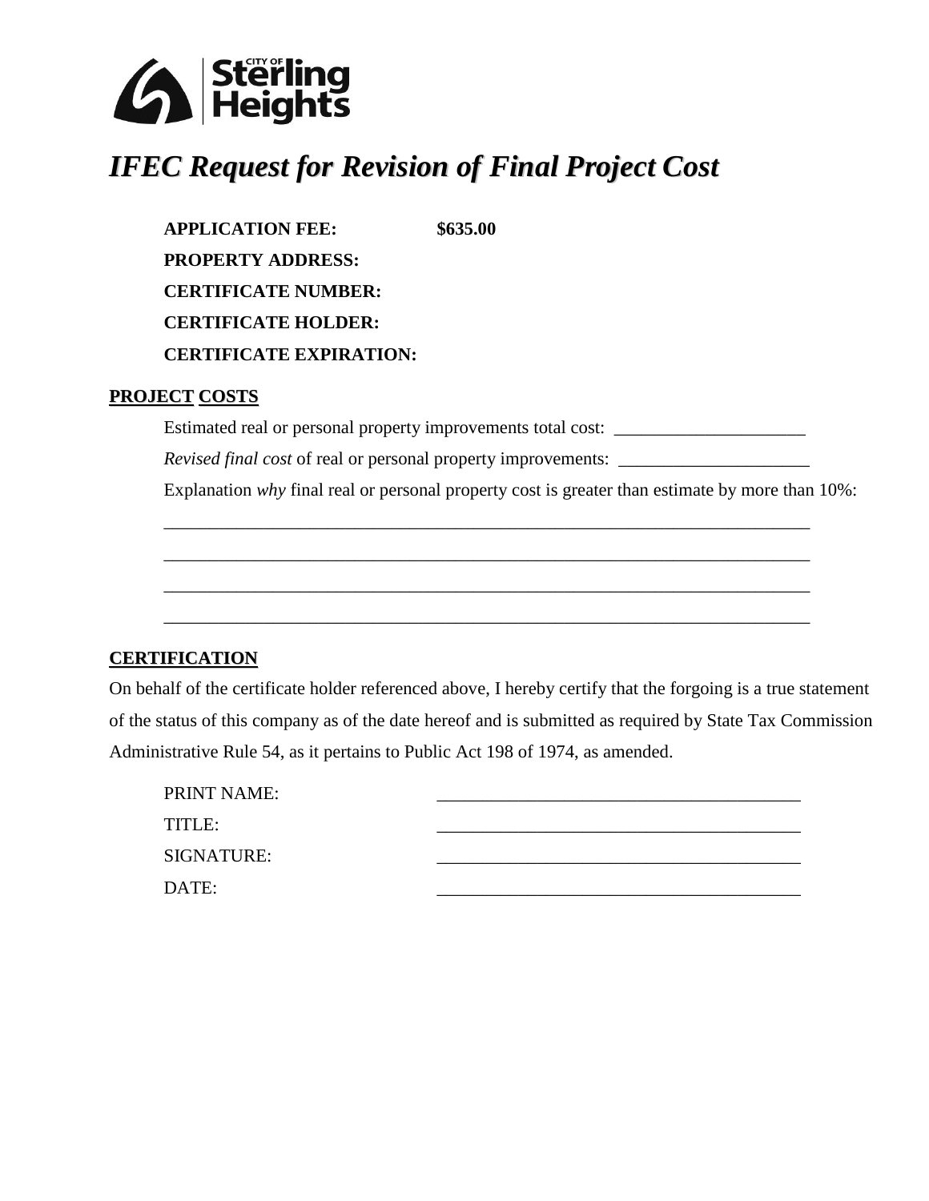# *IFEC Request for Revision of Final Project Cost*

**APPLICATION FEE:** **$635.00**

**PROPERTY ADDRESS:**

**CERTIFICATE NUMBER:**

**CERTIFICATE HOLDER:**

**CERTIFICATE EXPIRATION:**

## PROJECT COSTS

Estimated real or personal property improvements total cost: _____________________

*Revised final cost* of real or personal property improvements: _____________________

Explanation *why* final real or personal property cost is greater than estimate by more than 10%:

_________________________________________________________________________

_________________________________________________________________________

_________________________________________________________________________

_________________________________________________________________________

## CERTIFICATION

On behalf of the certificate holder referenced above, I hereby certify that the forgoing is a true statement of the status of this company as of the date hereof and is submitted as required by State Tax Commission Administrative Rule 54, as it pertains to Public Act 198 of 1974, as amended.

PRINT NAME: ________________________________________

TITLE: ________________________________________

SIGNATURE: ________________________________________

DATE: ________________________________________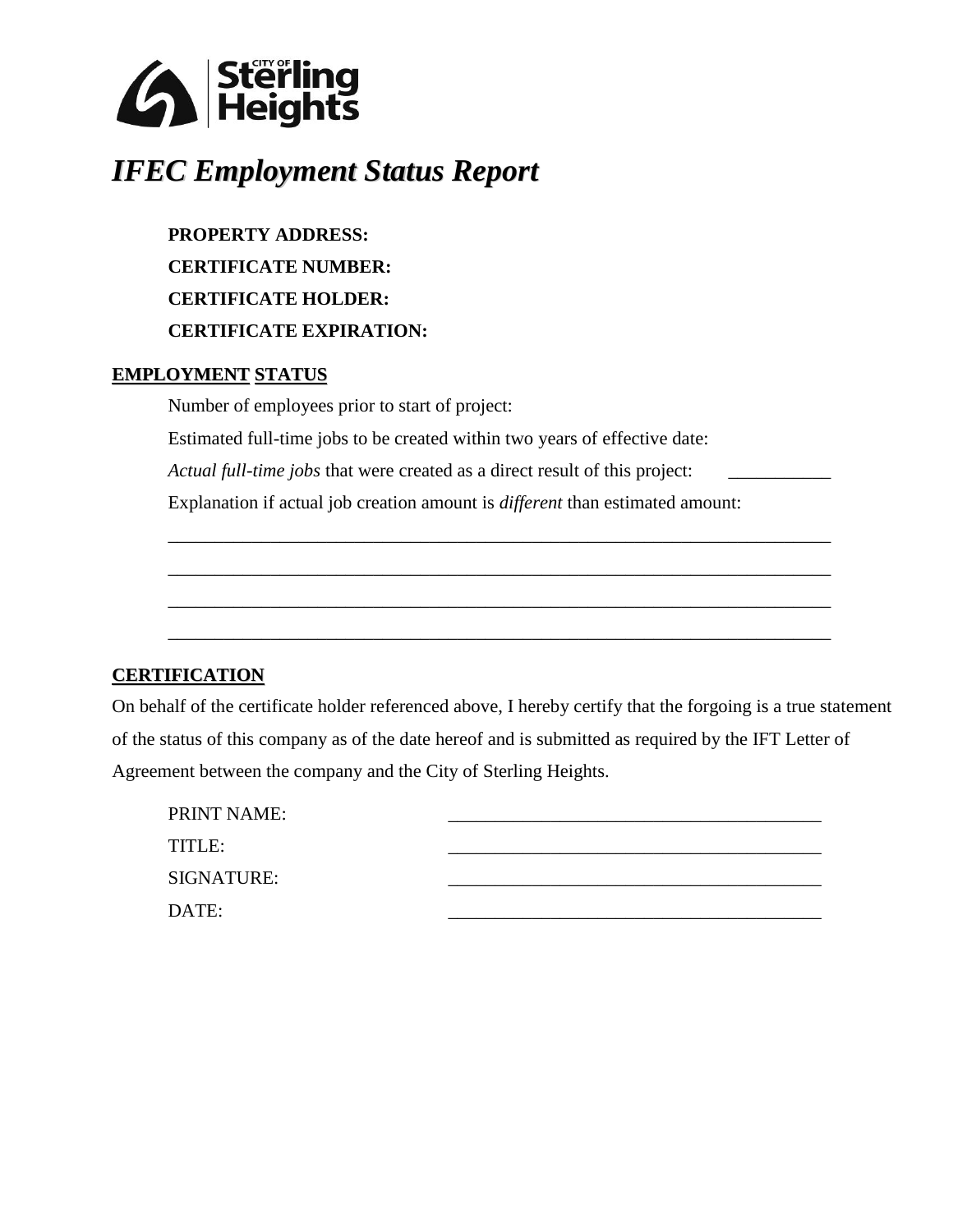# IFEC Employment Status Report

**PROPERTY ADDRESS:**

**CERTIFICATE NUMBER:**

**CERTIFICATE HOLDER:**

**CERTIFICATE EXPIRATION:**

## EMPLOYMENT STATUS

Number of employees prior to start of project:

Estimated full-time jobs to be created within two years of effective date:

*Actual full-time jobs* that were created as a direct result of this project: ___________

Explanation if actual job creation amount is *different* than estimated amount:

________________________________________________________________________

________________________________________________________________________

________________________________________________________________________

________________________________________________________________________

## CERTIFICATION

On behalf of the certificate holder referenced above, I hereby certify that the forgoing is a true statement of the status of this company as of the date hereof and is submitted as required by the IFT Letter of Agreement between the company and the City of Sterling Heights.

PRINT NAME: ________________________________________

TITLE: ________________________________________

SIGNATURE: ________________________________________

DATE: ________________________________________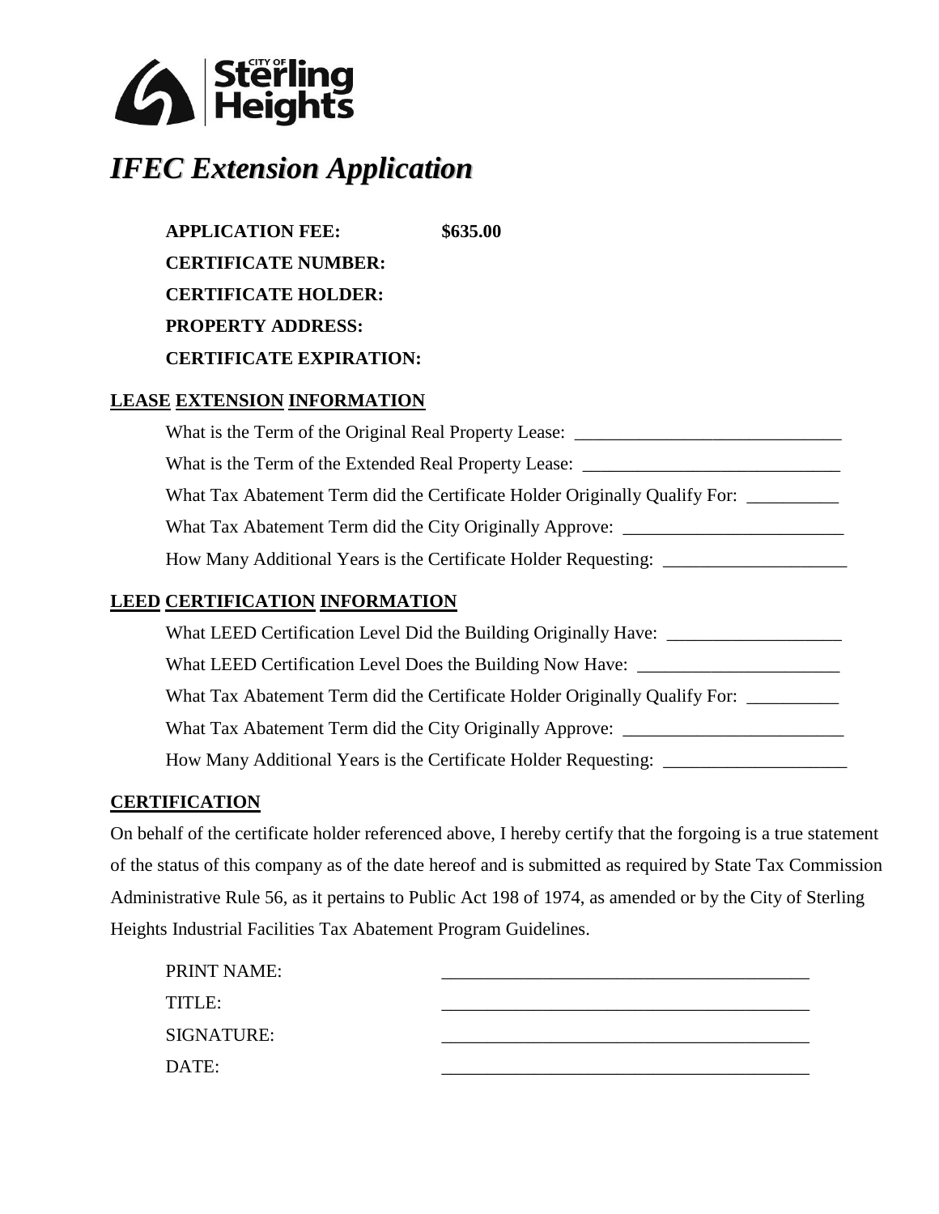City of Sterling Heights

# *IFEC Extension Application*

**APPLICATION FEE:** **$635.00**

**CERTIFICATE NUMBER:**

**CERTIFICATE HOLDER:**

**PROPERTY ADDRESS:**

**CERTIFICATE EXPIRATION:**

## LEASE EXTENSION INFORMATION

What is the Term of the Original Real Property Lease: _____________________________

What is the Term of the Extended Real Property Lease: ____________________________

What Tax Abatement Term did the Certificate Holder Originally Qualify For: __________

What Tax Abatement Term did the City Originally Approve: ________________________

How Many Additional Years is the Certificate Holder Requesting: ____________________

## LEED CERTIFICATION INFORMATION

What LEED Certification Level Did the Building Originally Have: ___________________

What LEED Certification Level Does the Building Now Have: ______________________

What Tax Abatement Term did the Certificate Holder Originally Qualify For: __________

What Tax Abatement Term did the City Originally Approve: ________________________

How Many Additional Years is the Certificate Holder Requesting: ____________________

## CERTIFICATION

On behalf of the certificate holder referenced above, I hereby certify that the forgoing is a true statement of the status of this company as of the date hereof and is submitted as required by State Tax Commission Administrative Rule 56, as it pertains to Public Act 198 of 1974, as amended or by the City of Sterling Heights Industrial Facilities Tax Abatement Program Guidelines.

PRINT NAME: ________________________________________

TITLE: ________________________________________

SIGNATURE: ________________________________________

DATE: ________________________________________